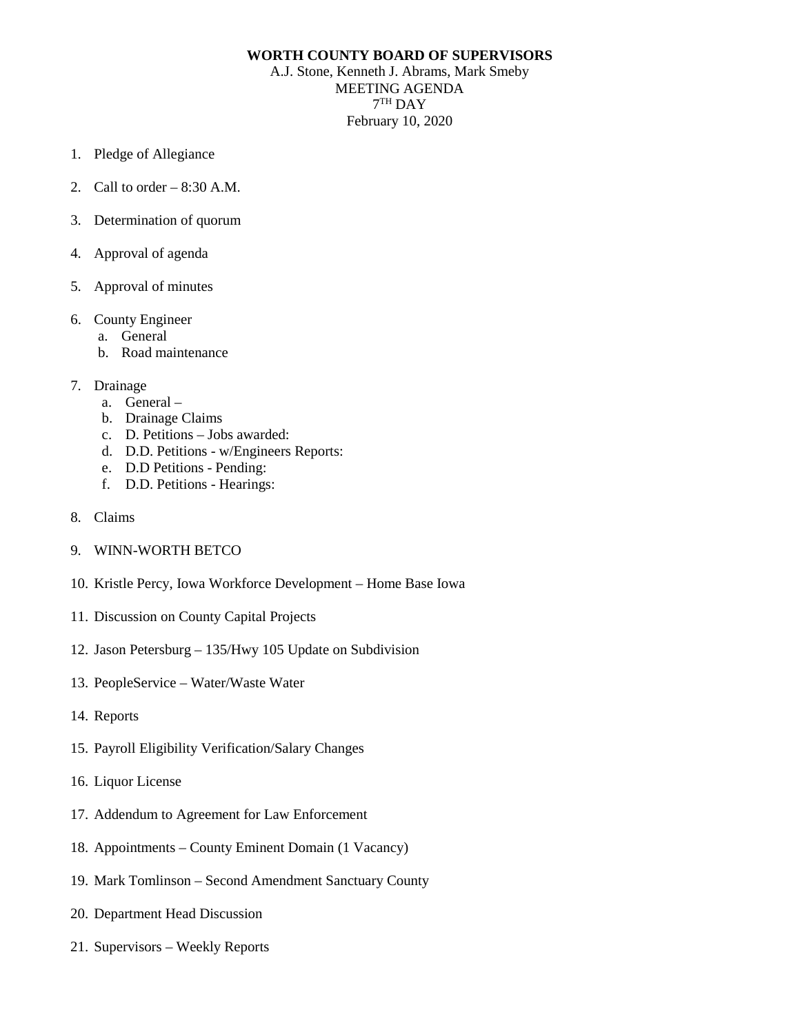**WORTH COUNTY BOARD OF SUPERVISORS**

A.J. Stone, Kenneth J. Abrams, Mark Smeby

MEETING AGENDA

7TH DAY

February 10, 2020

1. Pledge of Allegiance
2. Call to order – 8:30 A.M.
3. Determination of quorum
4. Approval of agenda
5. Approval of minutes
6. County Engineer
   a. General
   b. Road maintenance
7. Drainage
   a. General –
   b. Drainage Claims
   c. D. Petitions – Jobs awarded:
   d. D.D. Petitions - w/Engineers Reports:
   e. D.D Petitions - Pending:
   f. D.D. Petitions - Hearings:
8. Claims
9. WINN-WORTH BETCO
10. Kristle Percy, Iowa Workforce Development – Home Base Iowa
11. Discussion on County Capital Projects
12. Jason Petersburg – 135/Hwy 105 Update on Subdivision
13. PeopleService – Water/Waste Water
14. Reports
15. Payroll Eligibility Verification/Salary Changes
16. Liquor License
17. Addendum to Agreement for Law Enforcement
18. Appointments – County Eminent Domain (1 Vacancy)
19. Mark Tomlinson – Second Amendment Sanctuary County
20. Department Head Discussion
21. Supervisors – Weekly Reports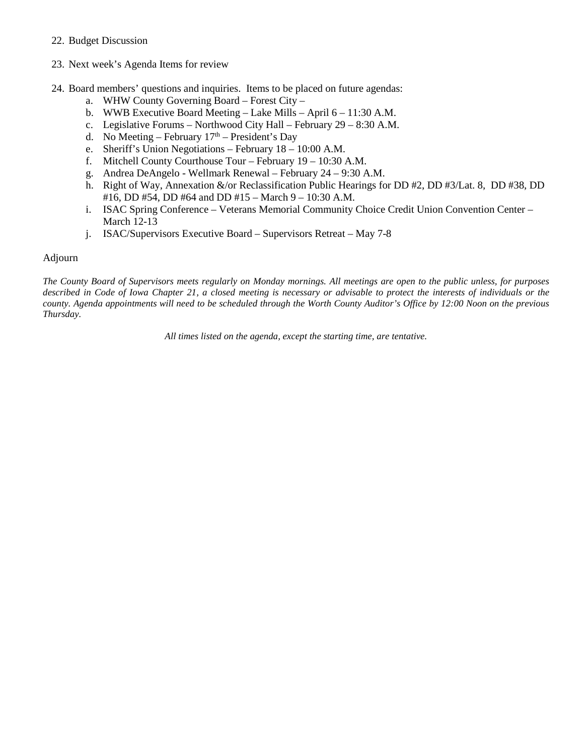22. Budget Discussion

23. Next week's Agenda Items for review

24. Board members' questions and inquiries. Items to be placed on future agendas:
    a. WHW County Governing Board – Forest City –
    b. WWB Executive Board Meeting – Lake Mills – April 6 – 11:30 A.M.
    c. Legislative Forums – Northwood City Hall – February 29 – 8:30 A.M.
    d. No Meeting – February 17th – President's Day
    e. Sheriff's Union Negotiations – February 18 – 10:00 A.M.
    f. Mitchell County Courthouse Tour – February 19 – 10:30 A.M.
    g. Andrea DeAngelo - Wellmark Renewal – February 24 – 9:30 A.M.
    h. Right of Way, Annexation &/or Reclassification Public Hearings for DD #2, DD #3/Lat. 8, DD #38, DD #16, DD #54, DD #64 and DD #15 – March 9 – 10:30 A.M.
    i. ISAC Spring Conference – Veterans Memorial Community Choice Credit Union Convention Center – March 12-13
    j. ISAC/Supervisors Executive Board – Supervisors Retreat – May 7-8

Adjourn

*The County Board of Supervisors meets regularly on Monday mornings. All meetings are open to the public unless, for purposes described in Code of Iowa Chapter 21, a closed meeting is necessary or advisable to protect the interests of individuals or the county. Agenda appointments will need to be scheduled through the Worth County Auditor's Office by 12:00 Noon on the previous Thursday.*

*All times listed on the agenda, except the starting time, are tentative.*